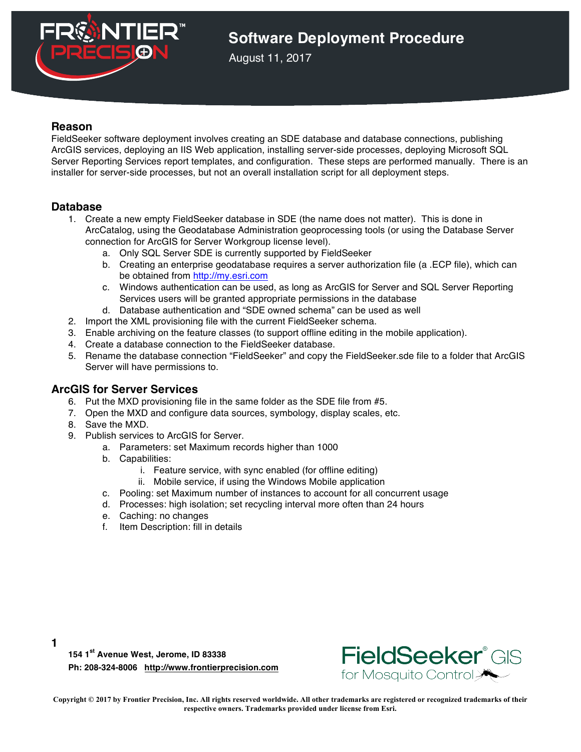# Software Deployment Procedure

August 11, 2017

## Reason

FieldSeeker software deployment involves creating an SDE database and database connections, publishing ArcGIS services, deploying an IIS Web application, installing server-side processes, deploying Microsoft SQL Server Reporting Services report templates, and configuration. These steps are performed manually. There is an installer for server-side processes, but not an overall installation script for all deployment steps.

## Database

1. Create a new empty FieldSeeker database in SDE (the name does not matter). This is done in ArcCatalog, using the Geodatabase Administration geoprocessing tools (or using the Database Server connection for ArcGIS for Server Workgroup license level).
    a. Only SQL Server SDE is currently supported by FieldSeeker
    b. Creating an enterprise geodatabase requires a server authorization file (a .ECP file), which can be obtained from http://my.esri.com
    c. Windows authentication can be used, as long as ArcGIS for Server and SQL Server Reporting Services users will be granted appropriate permissions in the database
    d. Database authentication and "SDE owned schema" can be used as well
2. Import the XML provisioning file with the current FieldSeeker schema.
3. Enable archiving on the feature classes (to support offline editing in the mobile application).
4. Create a database connection to the FieldSeeker database.
5. Rename the database connection "FieldSeeker" and copy the FieldSeeker.sde file to a folder that ArcGIS Server will have permissions to.

## ArcGIS for Server Services

6. Put the MXD provisioning file in the same folder as the SDE file from #5.
7. Open the MXD and configure data sources, symbology, display scales, etc.
8. Save the MXD.
9. Publish services to ArcGIS for Server.
    a. Parameters: set Maximum records higher than 1000
    b. Capabilities:
        i. Feature service, with sync enabled (for offline editing)
        ii. Mobile service, if using the Windows Mobile application
    c. Pooling: set Maximum number of instances to account for all concurrent usage
    d. Processes: high isolation; set recycling interval more often than 24 hours
    e. Caching: no changes
    f. Item Description: fill in details

**154 1st Avenue West, Jerome, ID 83338**
**Ph: 208-324-8006 http://www.frontierprecision.com**

**Copyright © 2017 by Frontier Precision, Inc. All rights reserved worldwide. All other trademarks are registered or recognized trademarks of their respective owners. Trademarks provided under license from Esri.**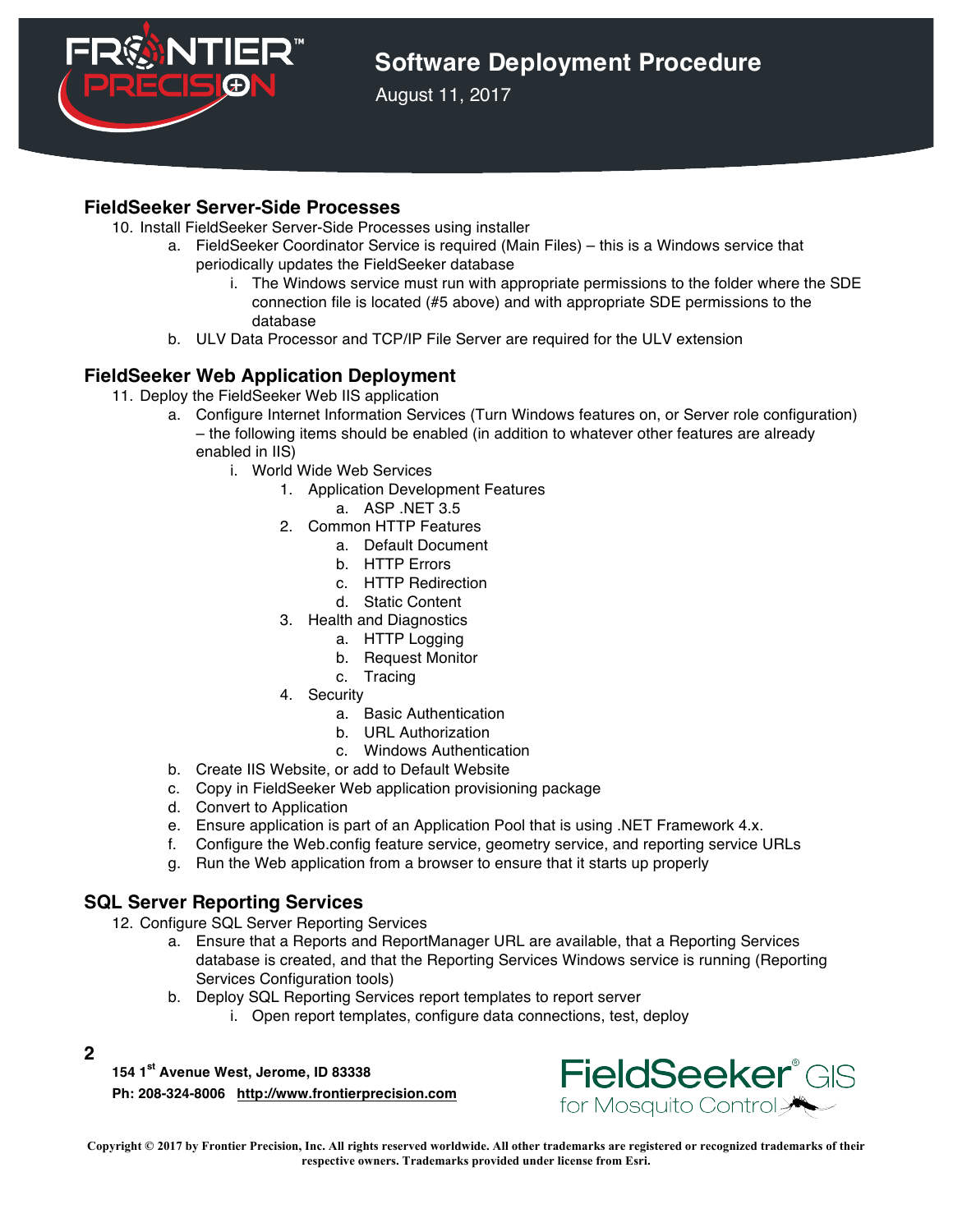## FieldSeeker Server-Side Processes

10. Install FieldSeeker Server-Side Processes using installer
    a. FieldSeeker Coordinator Service is required (Main Files) – this is a Windows service that periodically updates the FieldSeeker database
        i. The Windows service must run with appropriate permissions to the folder where the SDE connection file is located (#5 above) and with appropriate SDE permissions to the database
    b. ULV Data Processor and TCP/IP File Server are required for the ULV extension

## FieldSeeker Web Application Deployment

11. Deploy the FieldSeeker Web IIS application
    a. Configure Internet Information Services (Turn Windows features on, or Server role configuration) – the following items should be enabled (in addition to whatever other features are already enabled in IIS)
        i. World Wide Web Services
            1. Application Development Features
                a. ASP .NET 3.5
            2. Common HTTP Features
                a. Default Document
                b. HTTP Errors
                c. HTTP Redirection
                d. Static Content
            3. Health and Diagnostics
                a. HTTP Logging
                b. Request Monitor
                c. Tracing
            4. Security
                a. Basic Authentication
                b. URL Authorization
                c. Windows Authentication
    b. Create IIS Website, or add to Default Website
    c. Copy in FieldSeeker Web application provisioning package
    d. Convert to Application
    e. Ensure application is part of an Application Pool that is using .NET Framework 4.x.
    f. Configure the Web.config feature service, geometry service, and reporting service URLs
    g. Run the Web application from a browser to ensure that it starts up properly

## SQL Server Reporting Services

12. Configure SQL Server Reporting Services
    a. Ensure that a Reports and ReportManager URL are available, that a Reporting Services database is created, and that the Reporting Services Windows service is running (Reporting Services Configuration tools)
    b. Deploy SQL Reporting Services report templates to report server
        i. Open report templates, configure data connections, test, deploy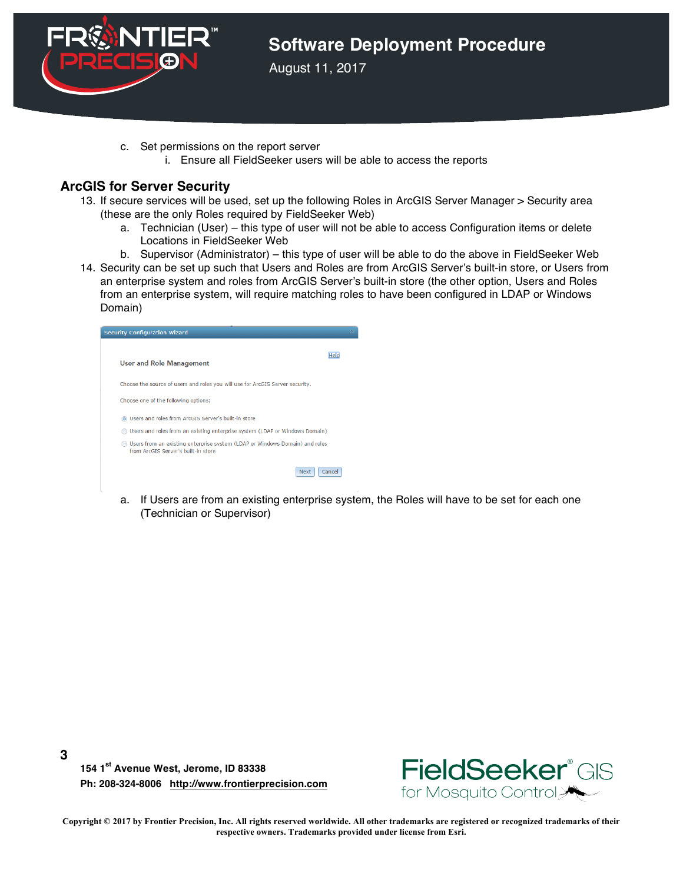c. Set permissions on the report server
    i. Ensure all FieldSeeker users will be able to access the reports

## ArcGIS for Server Security

13. If secure services will be used, set up the following Roles in ArcGIS Server Manager > Security area (these are the only Roles required by FieldSeeker Web)
    a. Technician (User) – this type of user will not be able to access Configuration items or delete Locations in FieldSeeker Web
    b. Supervisor (Administrator) – this type of user will be able to do the above in FieldSeeker Web
14. Security can be set up such that Users and Roles are from ArcGIS Server's built-in store, or Users from an enterprise system and roles from ArcGIS Server's built-in store (the other option, Users and Roles from an enterprise system, will require matching roles to have been configured in LDAP or Windows Domain)

    a. If Users are from an existing enterprise system, the Roles will have to be set for each one (Technician or Supervisor)

154 1st Avenue West, Jerome, ID 83338
Ph: 208-324-8006 http://www.frontierprecision.com

Copyright © 2017 by Frontier Precision, Inc. All rights reserved worldwide. All other trademarks are registered or recognized trademarks of their respective owners. Trademarks provided under license from Esri.